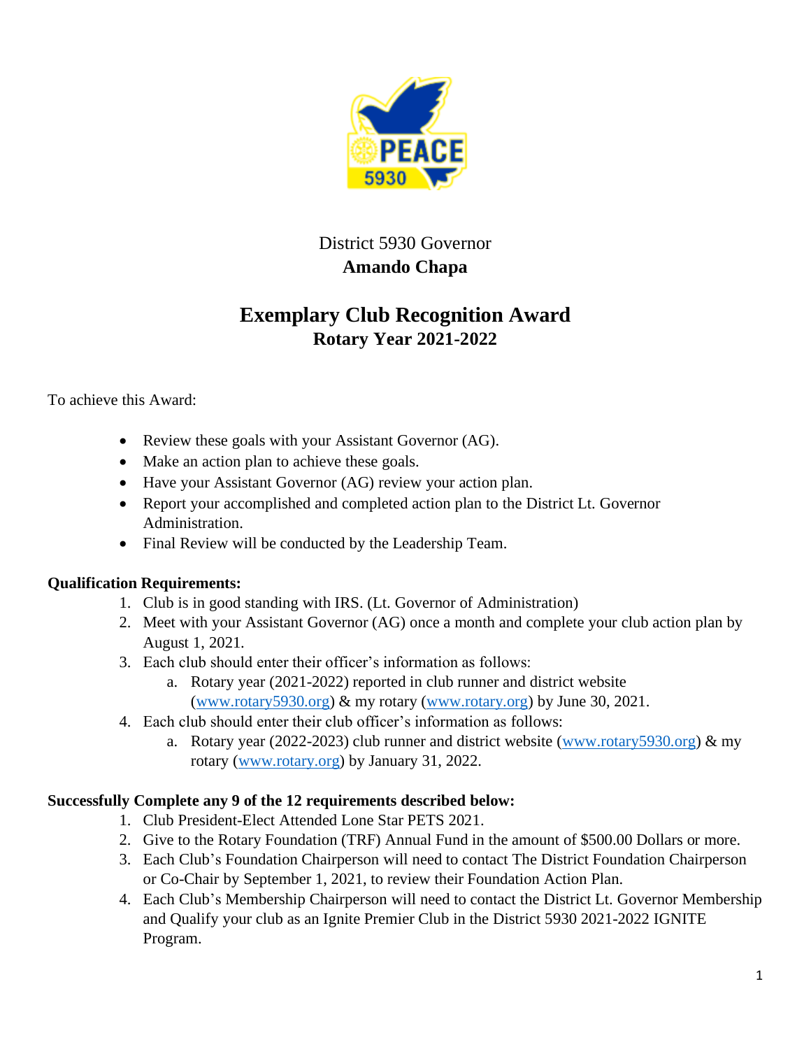District 5930 Governor

**Amando Chapa**

# Exemplary Club Recognition Award

## Rotary Year 2021-2022

To achieve this Award:

- Review these goals with your Assistant Governor (AG).
- Make an action plan to achieve these goals.
- Have your Assistant Governor (AG) review your action plan.
- Report your accomplished and completed action plan to the District Lt. Governor Administration.
- Final Review will be conducted by the Leadership Team.

**Qualification Requirements:**

1. Club is in good standing with IRS. (Lt. Governor of Administration)
2. Meet with your Assistant Governor (AG) once a month and complete your club action plan by August 1, 2021.
3. Each club should enter their officer's information as follows:
   a. Rotary year (2021-2022) reported in club runner and district website (www.rotary5930.org) & my rotary (www.rotary.org) by June 30, 2021.
4. Each club should enter their club officer's information as follows:
   a. Rotary year (2022-2023) club runner and district website (www.rotary5930.org) & my rotary (www.rotary.org) by January 31, 2022.

**Successfully Complete any 9 of the 12 requirements described below:**

1. Club President-Elect Attended Lone Star PETS 2021.
2. Give to the Rotary Foundation (TRF) Annual Fund in the amount of $500.00 Dollars or more.
3. Each Club's Foundation Chairperson will need to contact The District Foundation Chairperson or Co-Chair by September 1, 2021, to review their Foundation Action Plan.
4. Each Club's Membership Chairperson will need to contact the District Lt. Governor Membership and Qualify your club as an Ignite Premier Club in the District 5930 2021-2022 IGNITE Program.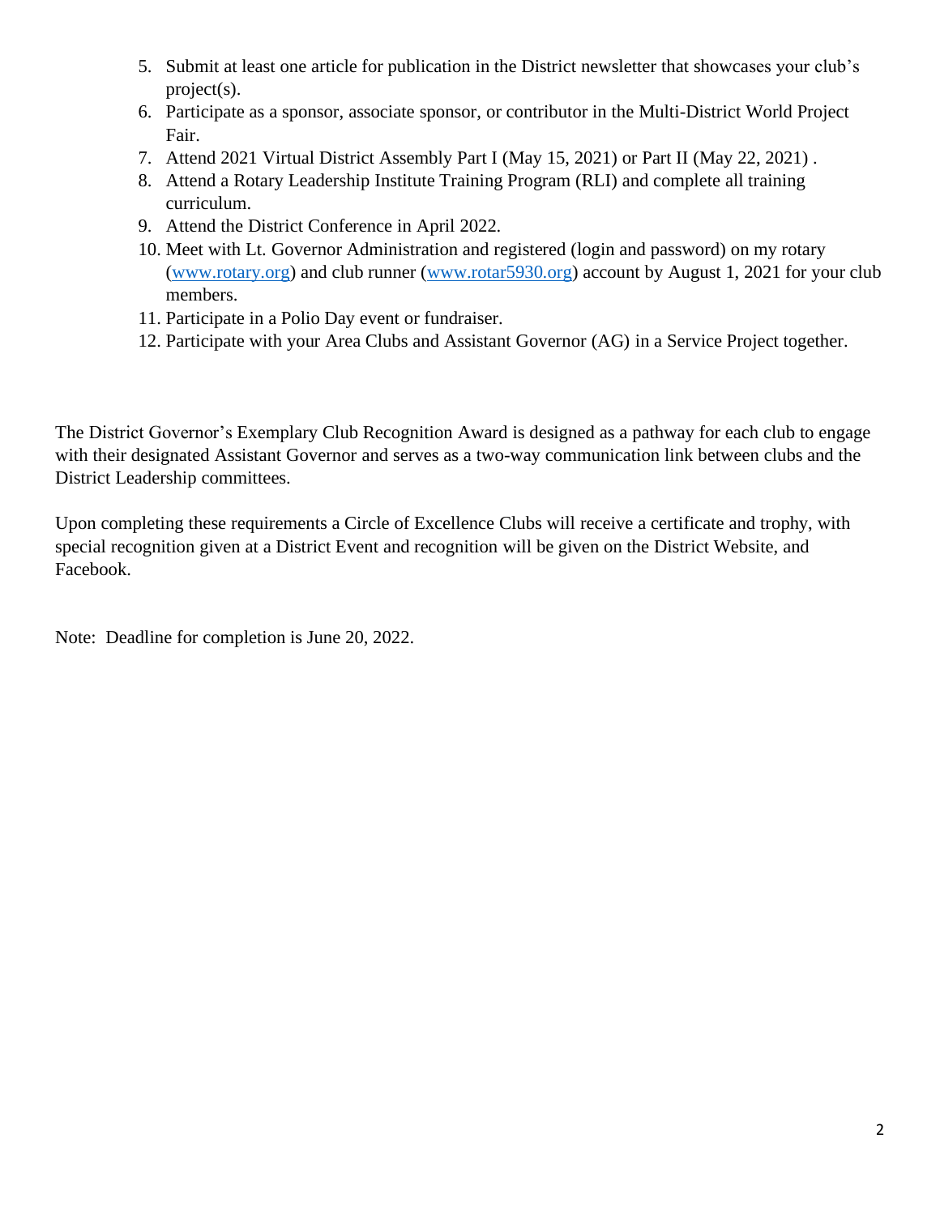5. Submit at least one article for publication in the District newsletter that showcases your club's project(s).
6. Participate as a sponsor, associate sponsor, or contributor in the Multi-District World Project Fair.
7. Attend 2021 Virtual District Assembly Part I (May 15, 2021) or Part II (May 22, 2021) .
8. Attend a Rotary Leadership Institute Training Program (RLI) and complete all training curriculum.
9. Attend the District Conference in April 2022.
10. Meet with Lt. Governor Administration and registered (login and password) on my rotary (www.rotary.org) and club runner (www.rotar5930.org) account by August 1, 2021 for your club members.
11. Participate in a Polio Day event or fundraiser.
12. Participate with your Area Clubs and Assistant Governor (AG) in a Service Project together.

The District Governor's Exemplary Club Recognition Award is designed as a pathway for each club to engage with their designated Assistant Governor and serves as a two-way communication link between clubs and the District Leadership committees.

Upon completing these requirements a Circle of Excellence Clubs will receive a certificate and trophy, with special recognition given at a District Event and recognition will be given on the District Website, and Facebook.

Note: Deadline for completion is June 20, 2022.